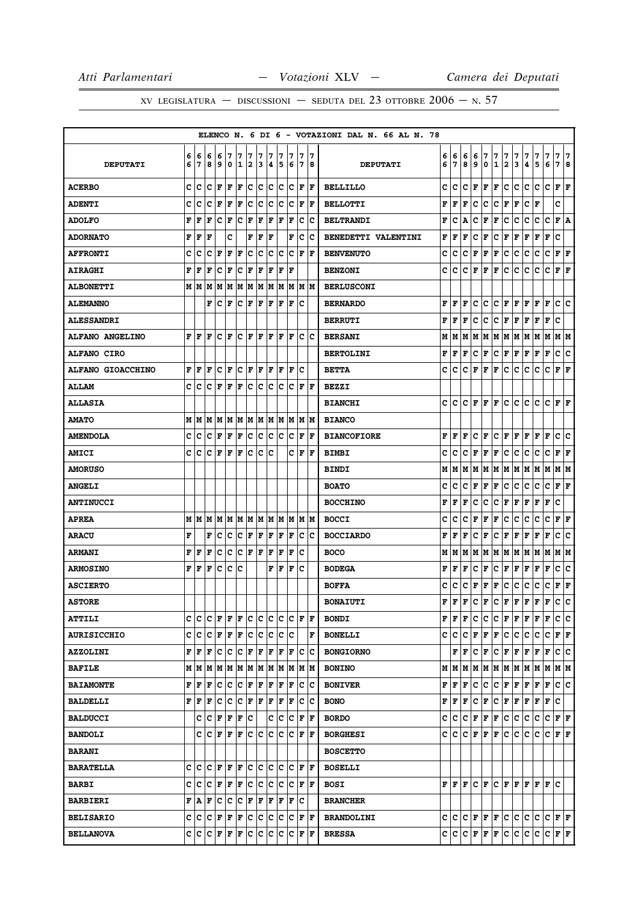XV LEGISLATURA — DISCUSSIONI — SEDUTA DEL 23 OTTOBRE 2006 — N. 57

ELENCO N. 6 DI 6 - VOTAZIONI DAL N. 66 AL N. 78

| DEPUTATI | 66 | 67 | 68 | 69 | 70 | 71 | 72 | 73 | 74 | 75 | 76 | 77 | 78 | DEPUTATI | 66 | 67 | 68 | 69 | 70 | 71 | 72 | 73 | 74 | 75 | 76 | 77 | 78 |
|---|---|---|---|---|---|---|---|---|---|---|---|---|---|---|---|---|---|---|---|---|---|---|---|---|---|---|---|
| ACERBO | C | C | C | F | F | F | C | C | C | C | C | F | F | BELLILLO | C | C | C | F | F | F | C | C | C | C | C | F | F |
| ADENTI | C | C | C | F | F | F | C | C | C | C | C | F | F | BELLOTTI | F | F | F | C | C | C | F | F | C | F | | C | |
| ADOLFO | F | F | F | C | F | C | F | F | F | F | F | C | C | BELTRANDI | F | C | A | C | F | F | C | C | C | C | C | F | A |
| ADORNATO | F | F | F | | C | | F | F | F | | F | C | C | BENEDETTI VALENTINI | F | F | F | C | F | C | F | F | F | F | F | C | |
| AFFRONTI | C | C | C | F | F | F | C | C | C | C | C | F | F | BENVENUTO | C | C | C | F | F | F | C | C | C | C | C | F | F |
| AIRAGHI | F | F | F | C | F | C | F | F | F | F | F | | | BENZONI | C | C | C | F | F | F | C | C | C | C | C | F | F |
| ALBONETTI | M | M | M | M | M | M | M | M | M | M | M | M | M | BERLUSCONI | | | | | | | | | | | | | |
| ALEMANNO | | | F | C | F | C | F | F | F | F | F | C | | BERNARDO | F | F | F | C | C | C | F | F | F | F | F | C | C |
| ALESSANDRI | | | | | | | | | | | | | | BERRUTI | F | F | F | C | C | C | F | F | F | F | F | C | |
| ALFANO ANGELINO | F | F | F | C | F | C | F | F | F | F | F | C | C | BERSANI | M | M | M | M | M | M | M | M | M | M | M | M | M |
| ALFANO CIRO | | | | | | | | | | | | | | BERTOLINI | F | F | F | C | F | C | F | F | F | F | F | C | C |
| ALFANO GIOACCHINO | F | F | F | C | F | C | F | F | F | F | F | C | | BETTA | C | C | C | F | F | F | C | C | C | C | C | F | F |
| ALLAM | C | C | C | F | F | F | C | C | C | C | C | F | F | BEZZI | | | | | | | | | | | | | |
| ALLASIA | | | | | | | | | | | | | | BIANCHI | C | C | C | F | F | F | C | C | C | C | C | F | F |
| AMATO | M | M | M | M | M | M | M | M | M | M | M | M | M | BIANCO | | | | | | | | | | | | | |
| AMENDOLA | C | C | C | F | F | F | C | C | C | C | C | F | F | BIANCOFIORE | F | F | F | C | F | C | F | F | F | F | F | C | C |
| AMICI | C | C | C | F | F | F | C | C | C | | C | F | F | BIMBI | C | C | C | F | F | F | C | C | C | C | C | F | F |
| AMORUSO | | | | | | | | | | | | | | BINDI | M | M | M | M | M | M | M | M | M | M | M | M | M |
| ANGELI | | | | | | | | | | | | | | BOATO | C | C | C | F | F | F | C | C | C | C | C | F | F |
| ANTINUCCI | | | | | | | | | | | | | | BOCCHINO | F | F | F | C | C | C | F | F | F | F | F | C | |
| APREA | M | M | M | M | M | M | M | M | M | M | M | M | M | BOCCI | C | C | C | F | F | F | C | C | C | C | C | F | F |
| ARACU | F | | F | C | C | C | F | F | F | F | F | C | C | BOCCIARDO | F | F | F | C | F | C | F | F | F | F | F | C | C |
| ARMANI | F | F | F | C | C | C | F | F | F | F | F | C | | BOCO | M | M | M | M | M | M | M | M | M | M | M | M | M |
| ARMOSINO | F | F | F | C | C | C | | | F | F | F | C | | BODEGA | F | F | F | C | F | C | F | F | F | F | F | C | C |
| ASCIERTO | | | | | | | | | | | | | | BOFFA | C | C | C | F | F | F | C | C | C | C | C | F | F |
| ASTORE | | | | | | | | | | | | | | BONAIUTI | F | F | F | C | F | C | F | F | F | F | F | C | C |
| ATTILI | C | C | C | F | F | F | C | C | C | C | C | F | F | BONDI | F | F | F | C | C | C | F | F | F | F | F | C | C |
| AURISICCHIO | C | C | C | F | F | F | C | C | C | C | C | | F | BONELLI | C | C | C | F | F | F | C | C | C | C | C | F | F |
| AZZOLINI | F | F | F | C | C | C | F | F | F | F | F | C | C | BONGIORNO | | F | F | C | F | C | F | F | F | F | F | C | C |
| BAFILE | M | M | M | M | M | M | M | M | M | M | M | M | M | BONINO | M | M | M | M | M | M | M | M | M | M | M | M | M |
| BAIAMONTE | F | F | F | C | C | C | F | F | F | F | F | C | C | BONIVER | F | F | F | C | C | C | F | F | F | F | F | C | C |
| BALDELLI | F | F | F | C | C | C | F | F | F | F | F | C | C | BONO | F | F | F | C | F | C | F | F | F | F | F | C | |
| BALDUCCI | | C | C | F | F | F | C | | C | C | C | F | F | BORDO | C | C | C | F | F | F | C | C | C | C | C | F | F |
| BANDOLI | | C | C | F | F | F | C | C | C | C | C | F | F | BORGHESI | C | C | C | F | F | F | C | C | C | C | C | F | F |
| BARANI | | | | | | | | | | | | | | BOSCETTO | | | | | | | | | | | | | |
| BARATELLA | C | C | C | F | F | F | C | C | C | C | C | F | F | BOSELLI | | | | | | | | | | | | | |
| BARBI | C | C | C | F | F | F | C | C | C | C | C | F | F | BOSI | F | F | F | C | F | C | F | F | F | F | F | C | |
| BARBIERI | F | A | F | C | C | C | F | F | F | F | F | C | | BRANCHER | | | | | | | | | | | | | |
| BELISARIO | C | C | C | F | F | F | C | C | C | C | C | F | F | BRANDOLINI | C | C | C | F | F | F | C | C | C | C | C | F | F |
| BELLANOVA | C | C | C | F | F | F | C | C | C | C | C | F | F | BRESSA | C | C | C | F | F | F | C | C | C | C | C | F | F |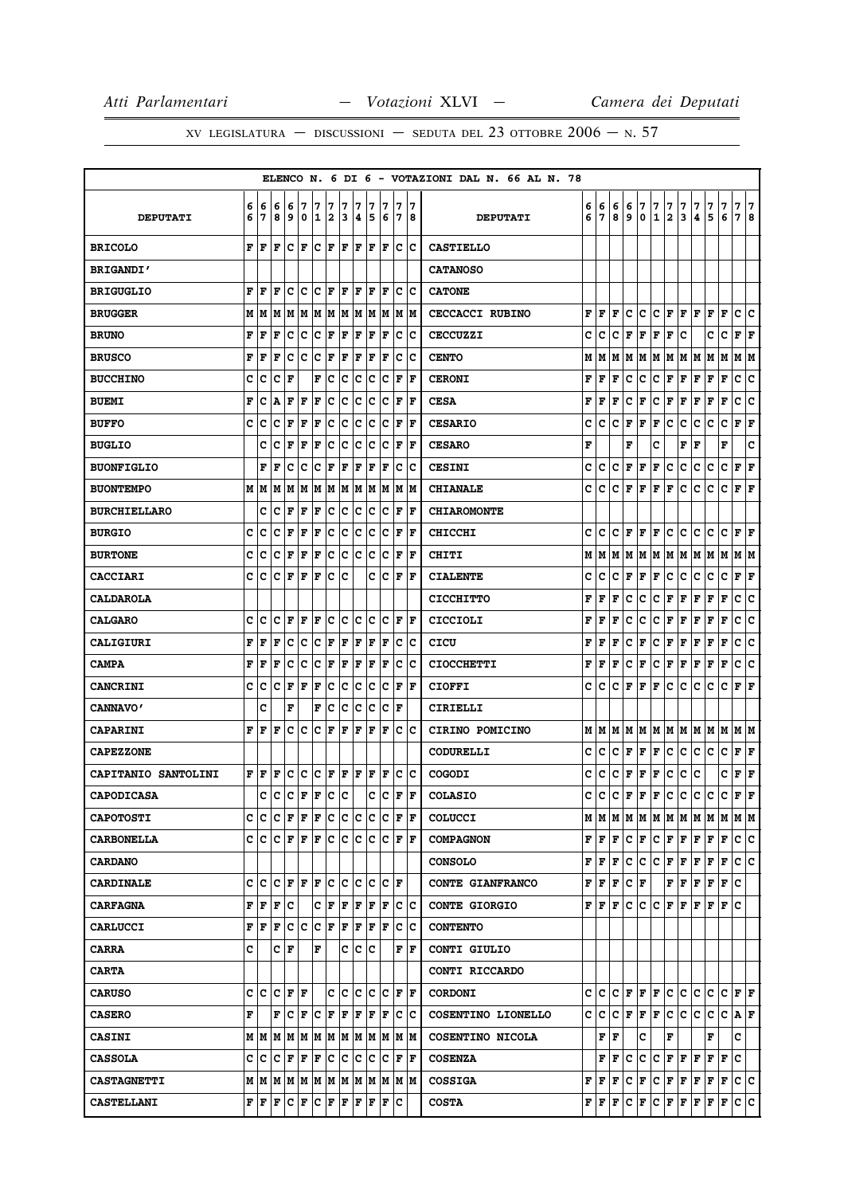**ELENCO N. 6 DI 6 - VOTAZIONI DAL N. 66 AL N. 78**

| DEPUTATI | 66 | 67 | 68 | 69 | 70 | 71 | 72 | 73 | 74 | 75 | 76 | 77 | 78 | DEPUTATI | 66 | 67 | 68 | 69 | 70 | 71 | 72 | 73 | 74 | 75 | 76 | 77 | 78 |
|---|---|---|---|---|---|---|---|---|---|---|---|---|---|---|---|---|---|---|---|---|---|---|---|---|---|---|---|
| **BRICOLO** | F | F | F | C | F | C | F | F | F | F | F | C | C | **CASTIELLO** | | | | | | | | | | | | | |
| **BRIGANDI'** | | | | | | | | | | | | | | **CATANOSO** | | | | | | | | | | | | | |
| **BRIGUGLIO** | F | F | F | C | C | C | F | F | F | F | F | C | C | **CATONE** | | | | | | | | | | | | | |
| **BRUGGER** | M | M | M | M | M | M | M | M | M | M | M | M | M | **CECCACCI RUBINO** | F | F | F | C | C | C | F | F | F | F | F | C | C |
| **BRUNO** | F | F | F | C | C | C | F | F | F | F | F | C | C | **CECCUZZI** | C | C | C | F | F | F | F | C | | C | C | F | F |
| **BRUSCO** | F | F | F | C | C | C | F | F | F | F | F | C | C | **CENTO** | M | M | M | M | M | M | M | M | M | M | M | M | M |
| **BUCCHINO** | C | C | C | F | | F | C | C | C | C | C | F | F | **CERONI** | F | F | F | C | C | C | F | F | F | F | F | C | C |
| **BUEMI** | F | C | A | F | F | F | C | C | C | C | C | F | F | **CESA** | F | F | F | C | F | C | F | F | F | F | F | C | C |
| **BUFFO** | C | C | C | F | F | F | C | C | C | C | C | F | F | **CESARIO** | C | C | C | F | F | F | C | C | C | C | C | F | F |
| **BUGLIO** | | C | C | F | F | F | C | C | C | C | C | F | F | **CESARO** | F | | | F | | C | | F | F | | F | | C |
| **BUONFIGLIO** | | F | F | C | C | C | F | F | F | F | F | C | C | **CESINI** | C | C | C | F | F | F | C | C | C | C | C | F | F |
| **BUONTEMPO** | M | M | M | M | M | M | M | M | M | M | M | M | M | **CHIANALE** | C | C | C | F | F | F | F | C | C | C | C | F | F |
| **BURCHIELLARO** | | C | C | F | F | F | C | C | C | C | C | F | F | **CHIAROMONTE** | | | | | | | | | | | | | |
| **BURGIO** | C | C | C | F | F | F | C | C | C | C | C | F | F | **CHICCHI** | C | C | C | F | F | F | C | C | C | C | C | F | F |
| **BURTONE** | C | C | C | F | F | F | C | C | C | C | C | F | F | **CHITI** | M | M | M | M | M | M | M | M | M | M | M | M | M |
| **CACCIARI** | C | C | C | F | F | F | C | C | | C | C | F | F | **CIALENTE** | C | C | C | F | F | F | C | C | C | C | C | F | F |
| **CALDAROLA** | | | | | | | | | | | | | | **CICCHITTO** | F | F | F | C | C | C | F | F | F | F | F | C | C |
| **CALGARO** | C | C | C | F | F | F | C | C | C | C | C | F | F | **CICCIOLI** | F | F | F | C | C | C | F | F | F | F | F | C | C |
| **CALIGIURI** | F | F | F | C | C | C | F | F | F | F | F | C | C | **CICU** | F | F | F | C | F | C | F | F | F | F | F | C | C |
| **CAMPA** | F | F | F | C | C | C | F | F | F | F | F | C | C | **CIOCCHETTI** | F | F | F | C | F | C | F | F | F | F | F | C | C |
| **CANCRINI** | C | C | C | F | F | F | C | C | C | C | C | F | F | **CIOFFI** | C | C | C | F | F | F | C | C | C | C | C | F | F |
| **CANNAVO'** | | C | | F | | F | C | C | C | C | C | F | | **CIRIELLI** | | | | | | | | | | | | | |
| **CAPARINI** | F | F | F | C | C | C | F | F | F | F | F | C | C | **CIRINO POMICINO** | M | M | M | M | M | M | M | M | M | M | M | M | M |
| **CAPEZZONE** | | | | | | | | | | | | | | **CODURELLI** | C | C | C | F | F | F | C | C | C | C | C | F | F |
| **CAPITANIO SANTOLINI** | F | F | F | C | C | C | F | F | F | F | F | C | C | **COGODI** | C | C | C | F | F | F | C | C | C | | C | F | F |
| **CAPODICASA** | | C | C | C | F | F | C | C | | C | C | F | F | **COLASIO** | C | C | C | F | F | F | C | C | C | C | C | F | F |
| **CAPOTOSTI** | C | C | C | F | F | F | C | C | C | C | C | F | F | **COLUCCI** | M | M | M | M | M | M | M | M | M | M | M | M | M |
| **CARBONELLA** | C | C | C | F | F | F | C | C | C | C | C | F | F | **COMPAGNON** | F | F | F | C | F | C | F | F | F | F | F | C | C |
| **CARDANO** | | | | | | | | | | | | | | **CONSOLO** | F | F | F | C | C | C | F | F | F | F | F | C | C |
| **CARDINALE** | C | C | C | F | F | F | C | C | C | C | C | F | | **CONTE GIANFRANCO** | F | F | F | C | F | | F | F | F | F | F | C | |
| **CARFAGNA** | F | F | F | C | | C | F | F | F | F | F | C | C | **CONTE GIORGIO** | F | F | F | C | C | C | F | F | F | F | F | C | |
| **CARLUCCI** | F | F | F | C | C | C | F | F | F | F | F | C | C | **CONTENTO** | | | | | | | | | | | | | |
| **CARRA** | C | | C | F | | F | | C | C | C | | F | F | **CONTI GIULIO** | | | | | | | | | | | | | |
| **CARTA** | | | | | | | | | | | | | | **CONTI RICCARDO** | | | | | | | | | | | | | |
| **CARUSO** | C | C | C | F | F | | C | C | C | C | C | F | F | **CORDONI** | C | C | C | F | F | F | C | C | C | C | C | F | F |
| **CASERO** | F | | F | C | F | C | F | F | F | F | F | C | C | **COSENTINO LIONELLO** | C | C | C | F | F | F | C | C | C | C | C | A | F |
| **CASINI** | M | M | M | M | M | M | M | M | M | M | M | M | M | **COSENTINO NICOLA** | | F | F | | C | | F | | | F | | C | |
| **CASSOLA** | C | C | C | F | F | F | C | C | C | C | C | F | F | **COSENZA** | | F | F | C | C | C | F | F | F | F | F | C | |
| **CASTAGNETTI** | M | M | M | M | M | M | M | M | M | M | M | M | M | **COSSIGA** | F | F | F | C | F | C | F | F | F | F | F | C | C |
| **CASTELLANI** | F | F | F | C | F | C | F | F | F | F | F | C | | **COSTA** | F | F | F | C | F | C | F | F | F | F | F | C | C |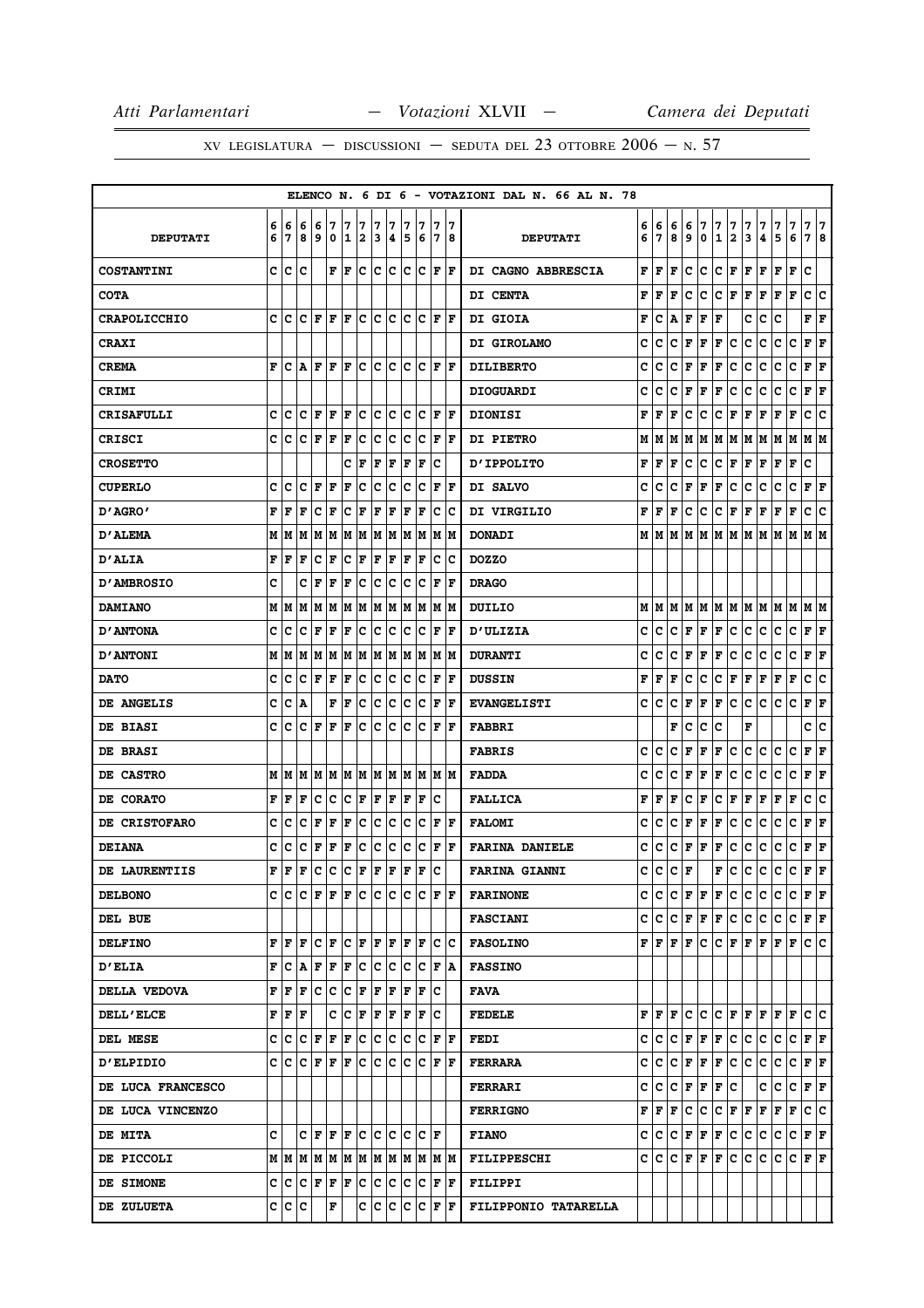XV LEGISLATURA — DISCUSSIONI — SEDUTA DEL 23 OTTOBRE 2006 — N. 57

ELENCO N. 6 DI 6 - VOTAZIONI DAL N. 66 AL N. 78

| DEPUTATI | 66 | 67 | 68 | 69 | 70 | 71 | 72 | 73 | 74 | 75 | 76 | 77 | 78 | DEPUTATI | 66 | 67 | 68 | 69 | 70 | 71 | 72 | 73 | 74 | 75 | 76 | 77 | 78 |
|---|---|---|---|---|---|---|---|---|---|---|---|---|---|---|---|---|---|---|---|---|---|---|---|---|---|---|---|
| COSTANTINI | C | C | C | | F | F | C | C | C | C | C | F | F | DI CAGNO ABBRESCIA | F | F | F | C | C | C | F | F | F | F | F | C | |
| COTA | | | | | | | | | | | | | | DI CENTA | F | F | F | C | C | C | F | F | F | F | F | C | C |
| CRAPOLICCHIO | C | C | C | F | F | F | C | C | C | C | C | F | F | DI GIOIA | F | C | A | F | F | F | | C | C | C | | F | F |
| CRAXI | | | | | | | | | | | | | | DI GIROLAMO | C | C | C | F | F | F | C | C | C | C | C | F | F |
| CREMA | F | C | A | F | F | F | C | C | C | C | C | F | F | DILIBERTO | C | C | C | F | F | F | C | C | C | C | C | F | F |
| CRIMI | | | | | | | | | | | | | | DIOGUARDI | C | C | C | F | F | F | C | C | C | C | C | F | F |
| CRISAFULLI | C | C | C | F | F | F | C | C | C | C | C | F | F | DIONISI | F | F | F | C | C | C | F | F | F | F | F | C | C |
| CRISCI | C | C | C | F | F | F | C | C | C | C | C | F | F | DI PIETRO | M | M | M | M | M | M | M | M | M | M | M | M | M |
| CROSETTO | | | | | | C | F | F | F | F | F | C | | D'IPPOLITO | F | F | F | C | C | C | F | F | F | F | F | C | |
| CUPERLO | C | C | C | F | F | F | C | C | C | C | C | F | F | DI SALVO | C | C | C | F | F | F | C | C | C | C | C | F | F |
| D'AGRO' | F | F | F | C | F | C | F | F | F | F | F | C | C | DI VIRGILIO | F | F | F | C | C | C | F | F | F | F | F | C | C |
| D'ALEMA | M | M | M | M | M | M | M | M | M | M | M | M | M | DONADI | M | M | M | M | M | M | M | M | M | M | M | M | M |
| D'ALIA | F | F | F | C | F | C | F | F | F | F | F | C | C | DOZZO | | | | | | | | | | | | | |
| D'AMBROSIO | C | | C | F | F | F | C | C | C | C | C | F | F | DRAGO | | | | | | | | | | | | | |
| DAMIANO | M | M | M | M | M | M | M | M | M | M | M | M | M | DUILIO | M | M | M | M | M | M | M | M | M | M | M | M | M |
| D'ANTONA | C | C | C | F | F | F | C | C | C | C | C | F | F | D'ULIZIA | C | C | C | F | F | F | C | C | C | C | C | F | F |
| D'ANTONI | M | M | M | M | M | M | M | M | M | M | M | M | M | DURANTI | C | C | C | F | F | F | C | C | C | C | C | F | F |
| DATO | C | C | C | F | F | F | C | C | C | C | C | F | F | DUSSIN | F | F | F | C | C | C | F | F | F | F | F | C | C |
| DE ANGELIS | C | C | A | | F | F | C | C | C | C | C | F | F | EVANGELISTI | C | C | C | F | F | F | C | C | C | C | C | F | F |
| DE BIASI | C | C | C | F | F | F | C | C | C | C | C | F | F | FABBRI | | | F | C | C | C | | F | | | | C | C |
| DE BRASI | | | | | | | | | | | | | | FABRIS | C | C | C | F | F | F | C | C | C | C | C | F | F |
| DE CASTRO | M | M | M | M | M | M | M | M | M | M | M | M | M | FADDA | C | C | C | F | F | F | C | C | C | C | C | F | F |
| DE CORATO | F | F | F | C | C | C | F | F | F | F | F | C | | FALLICA | F | F | F | C | F | C | F | F | F | F | F | C | C |
| DE CRISTOFARO | C | C | C | F | F | F | C | C | C | C | C | F | F | FALOMI | C | C | C | F | F | F | C | C | C | C | C | F | F |
| DEIANA | C | C | C | F | F | F | C | C | C | C | C | F | F | FARINA DANIELE | C | C | C | F | F | F | C | C | C | C | C | F | F |
| DE LAURENTIIS | F | F | F | C | C | C | F | F | F | F | F | C | | FARINA GIANNI | C | C | C | F | | F | C | C | C | C | C | F | F |
| DELBONO | C | C | C | F | F | F | C | C | C | C | C | F | F | FARINONE | C | C | C | F | F | F | C | C | C | C | C | F | F |
| DEL BUE | | | | | | | | | | | | | | FASCIANI | C | C | C | F | F | F | C | C | C | C | C | F | F |
| DELFINO | F | F | F | C | F | C | F | F | F | F | F | C | C | FASOLINO | F | F | F | F | C | C | F | F | F | F | F | C | C |
| D'ELIA | F | C | A | F | F | F | C | C | C | C | C | F | A | FASSINO | | | | | | | | | | | | | |
| DELLA VEDOVA | F | F | F | C | C | C | F | F | F | F | F | C | | FAVA | | | | | | | | | | | | | |
| DELL'ELCE | F | F | F | | C | C | F | F | F | F | F | C | | FEDELE | F | F | F | C | C | C | F | F | F | F | F | C | C |
| DEL MESE | C | C | C | F | F | F | C | C | C | C | C | F | F | FEDI | C | C | C | F | F | F | C | C | C | C | C | F | F |
| D'ELPIDIO | C | C | C | F | F | F | C | C | C | C | C | F | F | FERRARA | C | C | C | F | F | F | C | C | C | C | C | F | F |
| DE LUCA FRANCESCO | | | | | | | | | | | | | | FERRARI | C | C | C | F | F | F | C | | C | C | C | F | F |
| DE LUCA VINCENZO | | | | | | | | | | | | | | FERRIGNO | F | F | F | C | C | C | F | F | F | F | F | C | C |
| DE MITA | C | | C | F | F | F | C | C | C | C | C | F | | FIANO | C | C | C | F | F | F | C | C | C | C | C | F | F |
| DE PICCOLI | M | M | M | M | M | M | M | M | M | M | M | M | M | FILIPPESCHI | C | C | C | F | F | F | C | C | C | C | C | F | F |
| DE SIMONE | C | C | C | F | F | F | C | C | C | C | C | F | F | FILIPPI | | | | | | | | | | | | | |
| DE ZULUETA | C | C | C | | F | | C | C | C | C | C | F | F | FILIPPONIO TATARELLA | | | | | | | | | | | | | |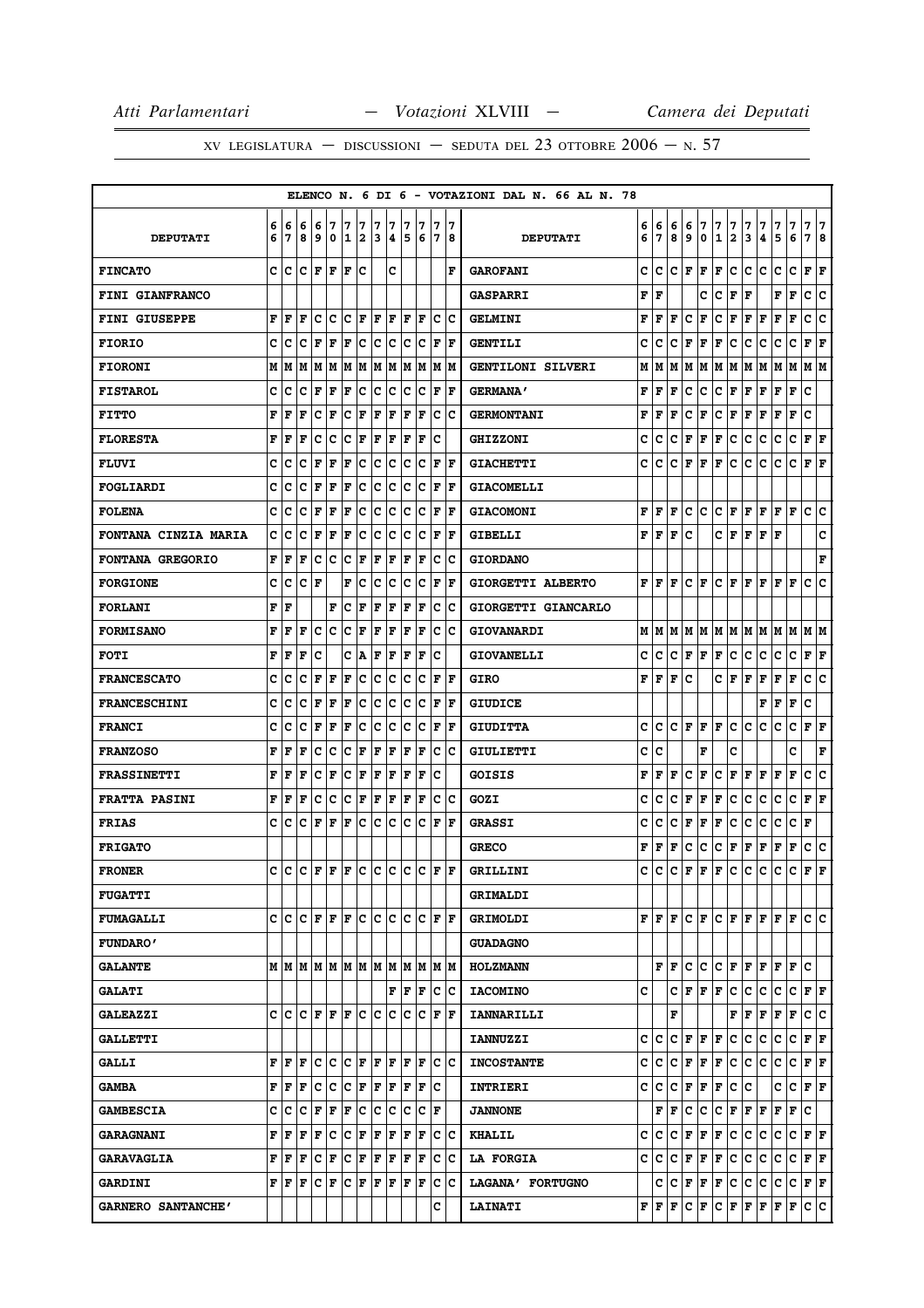ELENCO N. 6 DI 6 - VOTAZIONI DAL N. 66 AL N. 78

| DEPUTATI | 66 | 67 | 68 | 69 | 70 | 71 | 72 | 73 | 74 | 75 | 76 | 77 | 78 | DEPUTATI | 66 | 67 | 68 | 69 | 70 | 71 | 72 | 73 | 74 | 75 | 76 | 77 | 78 |
|---|---|---|---|---|---|---|---|---|---|---|---|---|---|---|---|---|---|---|---|---|---|---|---|---|---|---|---|
| FINCATO | C | C | C | F | F | F | C | | C | | | | F | GAROFANI | C | C | C | F | F | F | C | C | C | C | C | F | F |
| FINI GIANFRANCO | | | | | | | | | | | | | | GASPARRI | F | F | | | C | C | F | F | | F | F | C | C |
| FINI GIUSEPPE | F | F | F | C | C | C | F | F | F | F | F | C | C | GELMINI | F | F | F | C | F | C | F | F | F | F | F | C | C |
| FIORIO | C | C | C | F | F | F | C | C | C | C | C | F | F | GENTILI | C | C | C | F | F | F | C | C | C | C | C | F | F |
| FIORONI | M | M | M | M | M | M | M | M | M | M | M | M | M | GENTILONI SILVERI | M | M | M | M | M | M | M | M | M | M | M | M | M |
| FISTAROL | C | C | C | F | F | F | C | C | C | C | C | F | F | GERMANA' | F | F | F | C | C | C | F | F | F | F | F | C | |
| FITTO | F | F | F | C | F | C | F | F | F | F | F | C | C | GERMONTANI | F | F | F | C | F | C | F | F | F | F | F | C | |
| FLORESTA | F | F | F | C | C | C | F | F | F | F | F | C | | GHIZZONI | C | C | C | F | F | F | C | C | C | C | C | F | F |
| FLUVI | C | C | C | F | F | F | C | C | C | C | C | F | F | GIACHETTI | C | C | C | F | F | F | C | C | C | C | C | F | F |
| FOGLIARDI | C | C | C | F | F | F | C | C | C | C | C | F | F | GIACOMELLI | | | | | | | | | | | | | |
| FOLENA | C | C | C | F | F | F | C | C | C | C | C | F | F | GIACOMONI | F | F | F | C | C | C | F | F | F | F | F | C | C |
| FONTANA CINZIA MARIA | C | C | C | F | F | F | C | C | C | C | C | F | F | GIBELLI | F | F | F | C | | C | F | F | F | F | | | C |
| FONTANA GREGORIO | F | F | F | C | C | C | F | F | F | F | F | C | C | GIORDANO | | | | | | | | | | | | | F |
| FORGIONE | C | C | C | F | | F | C | C | C | C | C | F | F | GIORGETTI ALBERTO | F | F | F | C | F | C | F | F | F | F | F | C | C |
| FORLANI | F | F | | | F | C | F | F | F | F | F | C | C | GIORGETTI GIANCARLO | | | | | | | | | | | | | |
| FORMISANO | F | F | F | C | C | C | F | F | F | F | F | C | C | GIOVANARDI | M | M | M | M | M | M | M | M | M | M | M | M | M |
| FOTI | F | F | F | C | | C | A | F | F | F | F | C | | GIOVANELLI | C | C | C | F | F | F | C | C | C | C | C | F | F |
| FRANCESCATO | C | C | C | F | F | F | C | C | C | C | C | F | F | GIRO | F | F | F | C | | C | F | F | F | F | F | C | C |
| FRANCESCHINI | C | C | C | F | F | F | C | C | C | C | C | F | F | GIUDICE | | | | | | | | | F | F | F | C | |
| FRANCI | C | C | C | F | F | F | C | C | C | C | C | F | F | GIUDITTA | C | C | C | F | F | F | C | C | C | C | C | F | F |
| FRANZOSO | F | F | F | C | C | C | F | F | F | F | F | C | C | GIULIETTI | C | C | | | F | | C | | | | C | | F |
| FRASSINETTI | F | F | F | C | F | C | F | F | F | F | F | C | | GOISIS | F | F | F | C | F | C | F | F | F | F | F | C | C |
| FRATTA PASINI | F | F | F | C | C | C | F | F | F | F | F | C | C | GOZI | C | C | C | F | F | F | C | C | C | C | C | F | F |
| FRIAS | C | C | C | F | F | F | C | C | C | C | C | F | F | GRASSI | C | C | C | F | F | F | C | C | C | C | C | F | |
| FRIGATO | | | | | | | | | | | | | | GRECO | F | F | F | C | C | C | F | F | F | F | F | C | C |
| FRONER | C | C | C | F | F | F | C | C | C | C | C | F | F | GRILLINI | C | C | C | F | F | F | C | C | C | C | C | F | F |
| FUGATTI | | | | | | | | | | | | | | GRIMALDI | | | | | | | | | | | | | |
| FUMAGALLI | C | C | C | F | F | F | C | C | C | C | C | F | F | GRIMOLDI | F | F | F | C | F | C | F | F | F | F | F | C | C |
| FUNDARO' | | | | | | | | | | | | | | GUADAGNO | | | | | | | | | | | | | |
| GALANTE | M | M | M | M | M | M | M | M | M | M | M | M | M | HOLZMANN | | F | F | C | C | C | F | F | F | F | F | C | |
| GALATI | | | | | | | | | F | F | F | C | C | IACOMINO | C | | C | F | F | F | C | C | C | C | C | F | F |
| GALEAZZI | C | C | C | F | F | F | C | C | C | C | C | F | F | IANNARILLI | | | F | | | | F | F | F | F | F | C | C |
| GALLETTI | | | | | | | | | | | | | | IANNUZZI | C | C | C | F | F | F | C | C | C | C | C | F | F |
| GALLI | F | F | F | C | C | C | F | F | F | F | F | C | C | INCOSTANTE | C | C | C | F | F | F | C | C | C | C | C | F | F |
| GAMBA | F | F | F | C | C | C | F | F | F | F | F | C | | INTRIERI | C | C | C | F | F | F | C | C | | C | C | F | F |
| GAMBESCIA | C | C | C | F | F | F | C | C | C | C | C | F | | JANNONE | | F | F | C | C | C | F | F | F | F | F | C | |
| GARAGNANI | F | F | F | F | C | C | F | F | F | F | F | C | C | KHALIL | C | C | C | F | F | F | C | C | C | C | C | F | F |
| GARAVAGLIA | F | F | F | C | F | C | F | F | F | F | F | C | C | LA FORGIA | C | C | C | F | F | F | C | C | C | C | C | F | F |
| GARDINI | F | F | F | C | F | C | F | F | F | F | F | C | C | LAGANA' FORTUGNO | | C | C | F | F | F | C | C | C | C | C | F | F |
| GARNERO SANTANCHE' | | | | | | | | | | | | C | | LAINATI | F | F | F | C | F | C | F | F | F | F | F | C | C |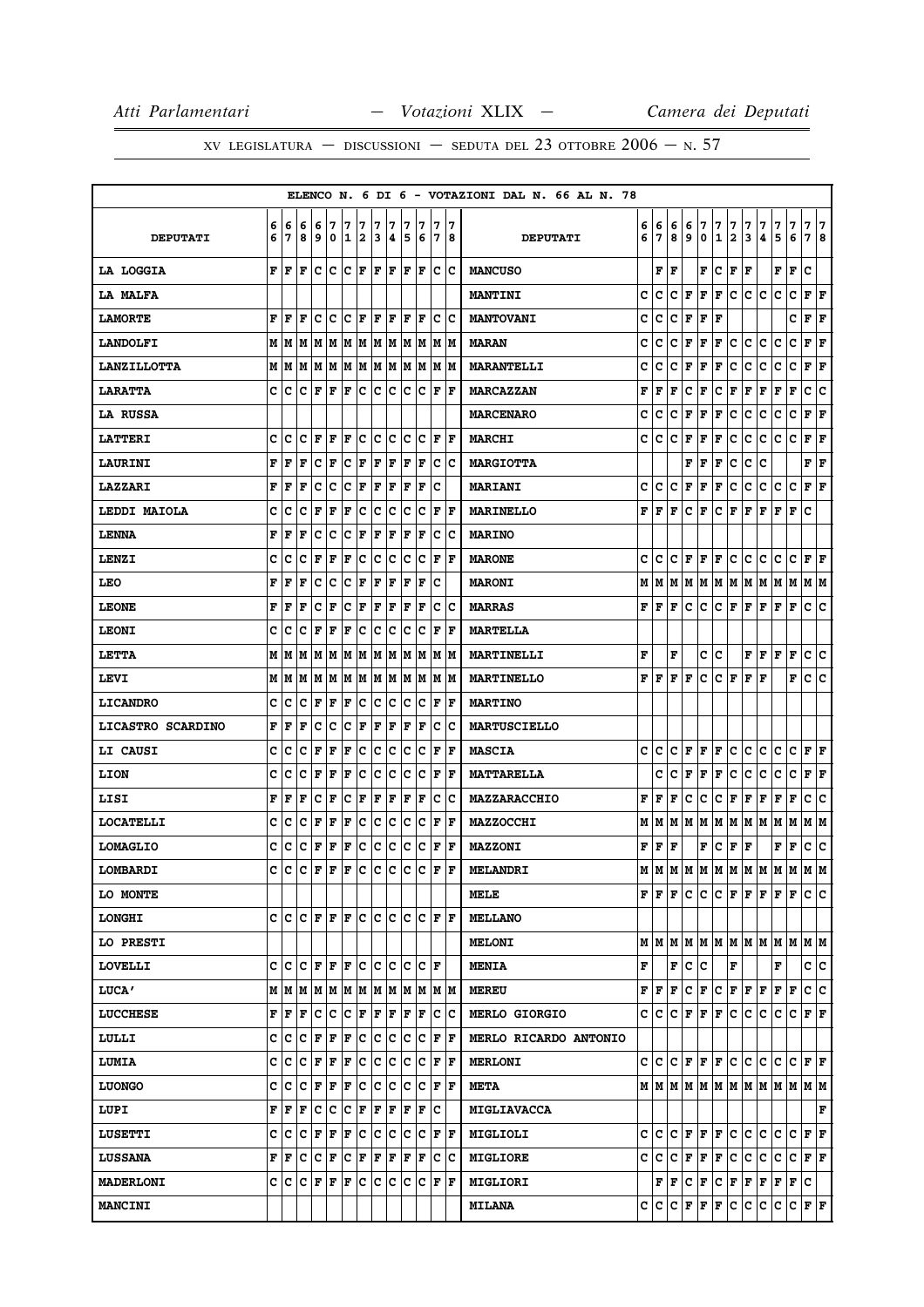ELENCO N. 6 DI 6 - VOTAZIONI DAL N. 66 AL N. 78

| DEPUTATI | 66 | 67 | 68 | 69 | 70 | 71 | 72 | 73 | 74 | 75 | 76 | 77 | 78 | DEPUTATI | 66 | 67 | 68 | 69 | 70 | 71 | 72 | 73 | 74 | 75 | 76 | 77 | 78 |
|---|---|---|---|---|---|---|---|---|---|---|---|---|---|---|---|---|---|---|---|---|---|---|---|---|---|---|---|
| LA LOGGIA | F | F | F | C | C | C | F | F | F | F | F | C | C | MANCUSO | | F | F | | F | C | F | F | | F | F | C | |
| LA MALFA | | | | | | | | | | | | | | MANTINI | C | C | C | F | F | F | C | C | C | C | C | F | F |
| LAMORTE | F | F | F | C | C | C | F | F | F | F | F | C | C | MANTOVANI | C | C | C | F | F | F | | | | | C | F | F |
| LANDOLFI | M | M | M | M | M | M | M | M | M | M | M | M | M | MARAN | C | C | C | F | F | F | C | C | C | C | C | F | F |
| LANZILLOTTA | M | M | M | M | M | M | M | M | M | M | M | M | M | MARANTELLI | C | C | C | F | F | F | C | C | C | C | C | F | F |
| LARATTA | C | C | C | F | F | F | C | C | C | C | C | F | F | MARCAZZAN | F | F | F | C | F | C | F | F | F | F | F | C | C |
| LA RUSSA | | | | | | | | | | | | | | MARCENARO | C | C | C | F | F | F | C | C | C | C | C | F | F |
| LATTERI | C | C | C | F | F | F | C | C | C | C | C | F | F | MARCHI | C | C | C | F | F | F | C | C | C | C | C | F | F |
| LAURINI | F | F | F | C | F | C | F | F | F | F | F | C | C | MARGIOTTA | | | | F | F | F | C | C | C | | | F | F |
| LAZZARI | F | F | F | C | C | C | F | F | F | F | F | C | | MARIANI | C | C | C | F | F | F | C | C | C | C | C | F | F |
| LEDDI MAIOLA | C | C | C | F | F | F | C | C | C | C | C | F | F | MARINELLO | F | F | F | C | F | C | F | F | F | F | F | C | |
| LENNA | F | F | F | C | C | C | F | F | F | F | F | C | C | MARINO | | | | | | | | | | | | | |
| LENZI | C | C | C | F | F | F | C | C | C | C | C | F | F | MARONE | C | C | C | F | F | F | C | C | C | C | C | F | F |
| LEO | F | F | F | C | C | C | F | F | F | F | F | C | | MARONI | M | M | M | M | M | M | M | M | M | M | M | M | M |
| LEONE | F | F | F | C | F | C | F | F | F | F | F | C | C | MARRAS | F | F | F | C | C | C | F | F | F | F | F | C | C |
| LEONI | C | C | C | F | F | F | C | C | C | C | C | F | F | MARTELLA | | | | | | | | | | | | | |
| LETTA | M | M | M | M | M | M | M | M | M | M | M | M | M | MARTINELLI | F | | F | | C | C | | F | F | F | F | C | C |
| LEVI | M | M | M | M | M | M | M | M | M | M | M | M | M | MARTINELLO | F | F | F | F | C | C | F | F | F | | F | C | C |
| LICANDRO | C | C | C | F | F | F | C | C | C | C | C | F | F | MARTINO | | | | | | | | | | | | | |
| LICASTRO SCARDINO | F | F | F | C | C | C | F | F | F | F | F | C | C | MARTUSCIELLO | | | | | | | | | | | | | |
| LI CAUSI | C | C | C | F | F | F | C | C | C | C | C | F | F | MASCIA | C | C | C | F | F | F | C | C | C | C | C | F | F |
| LION | C | C | C | F | F | F | C | C | C | C | C | F | F | MATTARELLA | | C | C | F | F | F | C | C | C | C | C | F | F |
| LISI | F | F | F | C | F | C | F | F | F | F | F | C | C | MAZZARACCHIO | F | F | F | C | C | C | F | F | F | F | F | C | C |
| LOCATELLI | C | C | C | F | F | F | C | C | C | C | C | F | F | MAZZOCCHI | M | M | M | M | M | M | M | M | M | M | M | M | M |
| LOMAGLIO | C | C | C | F | F | F | C | C | C | C | C | F | F | MAZZONI | F | F | F | | F | C | F | F | | F | F | C | C |
| LOMBARDI | C | C | C | F | F | F | C | C | C | C | C | F | F | MELANDRI | M | M | M | M | M | M | M | M | M | M | M | M | M |
| LO MONTE | | | | | | | | | | | | | | MELE | F | F | F | C | C | C | F | F | F | F | F | C | C |
| LONGHI | C | C | C | F | F | F | C | C | C | C | C | F | F | MELLANO | | | | | | | | | | | | | |
| LO PRESTI | | | | | | | | | | | | | | MELONI | M | M | M | M | M | M | M | M | M | M | M | M | M |
| LOVELLI | C | C | C | F | F | F | C | C | C | C | C | F | | MENIA | F | | F | C | C | | F | | | F | | C | C |
| LUCA' | M | M | M | M | M | M | M | M | M | M | M | M | M | MEREU | F | F | F | C | F | C | F | F | F | F | F | C | C |
| LUCCHESE | F | F | F | C | C | C | F | F | F | F | F | C | C | MERLO GIORGIO | C | C | C | F | F | F | C | C | C | C | C | F | F |
| LULLI | C | C | C | F | F | F | C | C | C | C | C | F | F | MERLO RICARDO ANTONIO | | | | | | | | | | | | | |
| LUMIA | C | C | C | F | F | F | C | C | C | C | C | F | F | MERLONI | C | C | C | F | F | F | C | C | C | C | C | F | F |
| LUONGO | C | C | C | F | F | F | C | C | C | C | C | F | F | META | M | M | M | M | M | M | M | M | M | M | M | M | M |
| LUPI | F | F | F | C | C | C | F | F | F | F | F | C | | MIGLIAVACCA | | | | | | | | | | | | | F |
| LUSETTI | C | C | C | F | F | F | C | C | C | C | C | F | F | MIGLIOLI | C | C | C | F | F | F | C | C | C | C | C | F | F |
| LUSSANA | F | F | C | C | F | C | F | F | F | F | F | C | C | MIGLIORE | C | C | C | F | F | F | C | C | C | C | C | F | F |
| MADERLONI | C | C | C | F | F | F | C | C | C | C | C | F | F | MIGLIORI | | F | F | C | F | C | F | F | F | F | F | C | |
| MANCINI | | | | | | | | | | | | | | MILANA | C | C | C | F | F | F | C | C | C | C | C | F | F |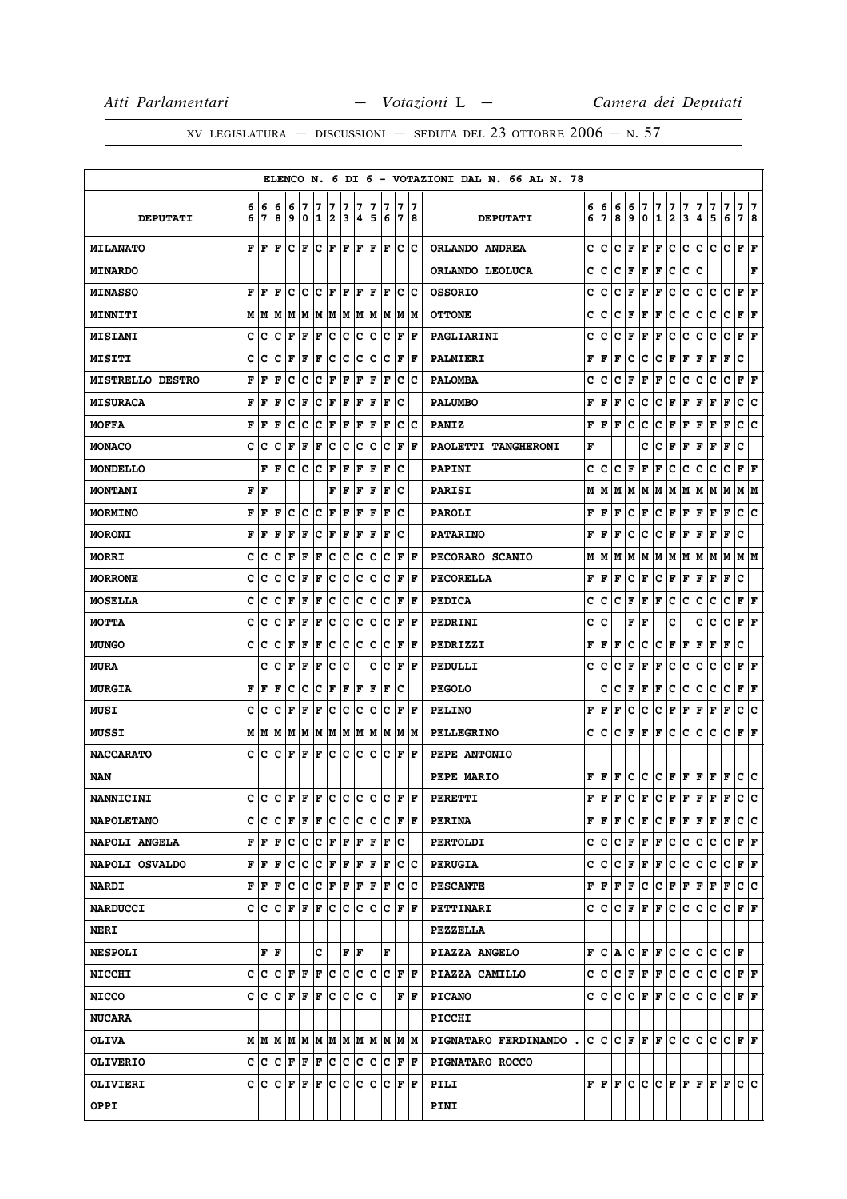XV LEGISLATURA — DISCUSSIONI — SEDUTA DEL 23 OTTOBRE 2006 — N. 57

ELENCO N. 6 DI 6 - VOTAZIONI DAL N. 66 AL N. 78

| DEPUTATI | 66 | 67 | 68 | 69 | 70 | 71 | 72 | 73 | 74 | 75 | 76 | 77 | 78 | DEPUTATI | 66 | 67 | 68 | 69 | 70 | 71 | 72 | 73 | 74 | 75 | 76 | 77 | 78 |
|---|---|---|---|---|---|---|---|---|---|---|---|---|---|---|---|---|---|---|---|---|---|---|---|---|---|---|---|
| MILANATO | F | F | F | C | F | C | F | F | F | F | F | C | C | ORLANDO ANDREA | C | C | C | F | F | F | C | C | C | C | C | F | F |
| MINARDO | | | | | | | | | | | | | | ORLANDO LEOLUCA | C | C | C | F | F | F | C | C | C | | | | F |
| MINASSO | F | F | F | C | C | C | F | F | F | F | F | C | C | OSSORIO | C | C | C | F | F | F | C | C | C | C | C | F | F |
| MINNITI | M | M | M | M | M | M | M | M | M | M | M | M | M | OTTONE | C | C | C | F | F | F | C | C | C | C | C | F | F |
| MISIANI | C | C | C | F | F | F | C | C | C | C | C | F | F | PAGLIARINI | C | C | C | F | F | F | C | C | C | C | C | F | F |
| MISITI | C | C | C | F | F | F | C | C | C | C | C | F | F | PALMIERI | F | F | F | C | C | C | F | F | F | F | F | C | |
| MISTRELLO DESTRO | F | F | F | C | C | C | F | F | F | F | F | C | C | PALOMBA | C | C | C | F | F | F | C | C | C | C | C | F | F |
| MISURACA | F | F | F | C | F | C | F | F | F | F | F | C | | PALUMBO | F | F | F | C | C | C | F | F | F | F | F | C | C |
| MOFFA | F | F | F | C | C | C | F | F | F | F | F | C | C | PANIZ | F | F | F | C | C | C | F | F | F | F | F | C | C |
| MONACO | C | C | C | F | F | F | C | C | C | C | C | F | F | PAOLETTI TANGHERONI | F | | | | C | C | F | F | F | F | F | C | |
| MONDELLO | | F | F | C | C | C | F | F | F | F | F | C | | PAPINI | C | C | C | F | F | F | C | C | C | C | C | F | F |
| MONTANI | F | F | | | | | F | F | F | F | F | C | | PARISI | M | M | M | M | M | M | M | M | M | M | M | M | M |
| MORMINO | F | F | F | C | C | C | F | F | F | F | F | C | | PAROLI | F | F | F | C | F | C | F | F | F | F | F | C | C |
| MORONI | F | F | F | F | F | C | F | F | F | F | F | C | | PATARINO | F | F | F | C | C | C | F | F | F | F | F | C | |
| MORRI | C | C | C | F | F | F | C | C | C | C | C | F | F | PECORARO SCANIO | M | M | M | M | M | M | M | M | M | M | M | M | M |
| MORRONE | C | C | C | C | F | F | C | C | C | C | C | F | F | PECORELLA | F | F | F | C | F | C | F | F | F | F | F | C | |
| MOSELLA | C | C | C | F | F | F | C | C | C | C | C | F | F | PEDICA | C | C | C | F | F | F | C | C | C | C | C | F | F |
| MOTTA | C | C | C | F | F | F | C | C | C | C | C | F | F | PEDRINI | C | C | | F | F | | C | | C | C | C | F | F |
| MUNGO | C | C | C | F | F | F | C | C | C | C | C | F | F | PEDRIZZI | F | F | F | C | C | C | F | F | F | F | F | C | |
| MURA | | C | C | F | F | F | C | C | | C | C | F | F | PEDULLI | C | C | C | F | F | F | C | C | C | C | C | F | F |
| MURGIA | F | F | F | C | C | C | F | F | F | F | F | C | | PEGOLO | | C | C | F | F | F | C | C | C | C | C | F | F |
| MUSI | C | C | C | F | F | F | C | C | C | C | C | F | F | PELINO | F | F | F | C | C | C | F | F | F | F | F | C | C |
| MUSSI | M | M | M | M | M | M | M | M | M | M | M | M | M | PELLEGRINO | C | C | C | F | F | F | C | C | C | C | C | F | F |
| NACCARATO | C | C | C | F | F | F | C | C | C | C | C | F | F | PEPE ANTONIO | | | | | | | | | | | | | |
| NAN | | | | | | | | | | | | | | PEPE MARIO | F | F | F | C | C | C | F | F | F | F | F | C | C |
| NANNICINI | C | C | C | F | F | F | C | C | C | C | C | F | F | PERETTI | F | F | F | C | F | C | F | F | F | F | F | C | C |
| NAPOLETANO | C | C | C | F | F | F | C | C | C | C | C | F | F | PERINA | F | F | F | C | F | C | F | F | F | F | F | C | C |
| NAPOLI ANGELA | F | F | F | C | C | C | F | F | F | F | F | C | | PERTOLDI | C | C | C | F | F | F | C | C | C | C | C | F | F |
| NAPOLI OSVALDO | F | F | F | C | C | C | F | F | F | F | F | C | C | PERUGIA | C | C | C | F | F | F | C | C | C | C | C | F | F |
| NARDI | F | F | F | C | C | C | F | F | F | F | F | C | C | PESCANTE | F | F | F | F | C | C | F | F | F | F | F | C | C |
| NARDUCCI | C | C | C | F | F | F | C | C | C | C | C | F | F | PETTINARI | C | C | C | F | F | F | C | C | C | C | C | F | F |
| NERI | | | | | | | | | | | | | | PEZZELLA | | | | | | | | | | | | | |
| NESPOLI | | F | F | | | C | | F | F | | F | | | PIAZZA ANGELO | F | C | A | C | F | F | C | C | C | C | C | F | |
| NICCHI | C | C | C | F | F | F | C | C | C | C | C | F | F | PIAZZA CAMILLO | C | C | C | F | F | F | C | C | C | C | C | F | F |
| NICCO | C | C | C | F | F | F | C | C | C | C | | F | F | PICANO | C | C | C | C | F | F | C | C | C | C | C | F | F |
| NUCARA | | | | | | | | | | | | | | PICCHI | | | | | | | | | | | | | |
| OLIVA | M | M | M | M | M | M | M | M | M | M | M | M | M | PIGNATARO FERDINANDO . | C | C | C | F | F | F | C | C | C | C | C | F | F |
| OLIVERIO | C | C | C | F | F | F | C | C | C | C | C | F | F | PIGNATARO ROCCO | | | | | | | | | | | | | |
| OLIVIERI | C | C | C | F | F | F | C | C | C | C | C | F | F | PILI | F | F | F | C | C | C | F | F | F | F | F | C | C |
| OPPI | | | | | | | | | | | | | | PINI | | | | | | | | | | | | | |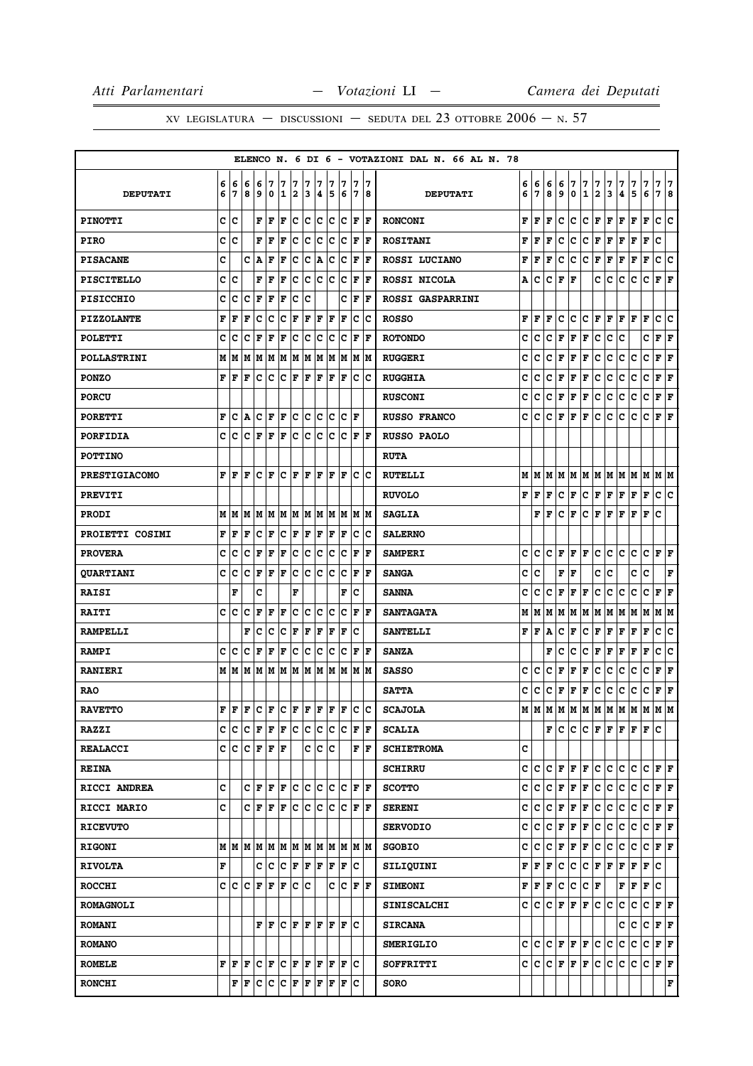XV LEGISLATURA — DISCUSSIONI — SEDUTA DEL 23 OTTOBRE 2006 — N. 57

ELENCO N. 6 DI 6 - VOTAZIONI DAL N. 66 AL N. 78

| DEPUTATI | 66 | 67 | 68 | 69 | 70 | 71 | 72 | 73 | 74 | 75 | 76 | 77 | 78 | DEPUTATI | 66 | 67 | 68 | 69 | 70 | 71 | 72 | 73 | 74 | 75 | 76 | 77 | 78 |
|---|---|---|---|---|---|---|---|---|---|---|---|---|---|---|---|---|---|---|---|---|---|---|---|---|---|---|---|
| PINOTTI | C | C | | F | F | F | C | C | C | C | C | F | F | RONCONI | F | F | F | C | C | C | F | F | F | F | F | C | C |
| PIRO | C | C | | F | F | F | C | C | C | C | C | F | F | ROSITANI | F | F | F | C | C | C | F | F | F | F | F | C | |
| PISACANE | C | | C | A | F | F | C | C | A | C | C | F | F | ROSSI LUCIANO | F | F | F | C | C | C | F | F | F | F | F | C | C |
| PISCITELLO | C | C | | F | F | F | C | C | C | C | C | F | F | ROSSI NICOLA | A | C | C | F | F | | C | C | C | C | C | F | F |
| PISICCHIO | C | C | C | F | F | F | C | C | | | C | F | F | ROSSI GASPARRINI | | | | | | | | | | | | | |
| PIZZOLANTE | F | F | F | C | C | C | F | F | F | F | F | C | C | ROSSO | F | F | F | C | C | C | F | F | F | F | F | C | C |
| POLETTI | C | C | C | F | F | F | C | C | C | C | C | F | F | ROTONDO | C | C | C | F | F | F | C | C | C | | C | F | F |
| POLLASTRINI | M | M | M | M | M | M | M | M | M | M | M | M | M | RUGGERI | C | C | C | F | F | F | C | C | C | C | C | F | F |
| PONZO | F | F | F | C | C | C | F | F | F | F | F | C | C | RUGGHIA | C | C | C | F | F | F | C | C | C | C | C | F | F |
| PORCU | | | | | | | | | | | | | | RUSCONI | C | C | C | F | F | F | C | C | C | C | C | F | F |
| PORETTI | F | C | A | C | F | F | C | C | C | C | C | F | | RUSSO FRANCO | C | C | C | F | F | F | C | C | C | C | C | F | F |
| PORFIDIA | C | C | C | F | F | F | C | C | C | C | C | F | F | RUSSO PAOLO | | | | | | | | | | | | | |
| POTTINO | | | | | | | | | | | | | | RUTA | | | | | | | | | | | | | |
| PRESTIGIACOMO | F | F | F | C | F | C | F | F | F | F | F | C | C | RUTELLI | M | M | M | M | M | M | M | M | M | M | M | M | M |
| PREVITI | | | | | | | | | | | | | | RUVOLO | F | F | F | C | F | C | F | F | F | F | F | C | C |
| PRODI | M | M | M | M | M | M | M | M | M | M | M | M | M | SAGLIA | | F | F | C | F | C | F | F | F | F | F | C | |
| PROIETTI COSIMI | F | F | F | C | F | C | F | F | F | F | F | C | C | SALERNO | | | | | | | | | | | | | |
| PROVERA | C | C | C | F | F | F | C | C | C | C | C | F | F | SAMPERI | C | C | C | F | F | F | C | C | C | C | C | F | F |
| QUARTIANI | C | C | C | F | F | F | C | C | C | C | C | F | F | SANGA | C | C | | F | F | | C | C | | C | C | | F |
| RAISI | | F | | C | | | F | | | | F | C | | SANNA | C | C | C | F | F | F | C | C | C | C | C | F | F |
| RAITI | C | C | C | F | F | F | C | C | C | C | C | F | F | SANTAGATA | M | M | M | M | M | M | M | M | M | M | M | M | M |
| RAMPELLI | | | F | C | C | C | F | F | F | F | F | C | | SANTELLI | F | F | A | C | F | C | F | F | F | F | F | C | C |
| RAMPI | C | C | C | F | F | F | C | C | C | C | C | F | F | SANZA | | | F | C | C | C | F | F | F | F | F | C | C |
| RANIERI | M | M | M | M | M | M | M | M | M | M | M | M | M | SASSO | C | C | C | F | F | F | C | C | C | C | C | F | F |
| RAO | | | | | | | | | | | | | | SATTA | C | C | C | F | F | F | C | C | C | C | C | F | F |
| RAVETTO | F | F | F | C | F | C | F | F | F | F | F | C | C | SCAJOLA | M | M | M | M | M | M | M | M | M | M | M | M | M |
| RAZZI | C | C | C | F | F | F | C | C | C | C | C | F | F | SCALIA | | | F | C | C | C | F | F | F | F | F | C | |
| REALACCI | C | C | C | F | F | F | | C | C | C | | F | F | SCHIETROMA | C | | | | | | | | | | | | |
| REINA | | | | | | | | | | | | | | SCHIRRU | C | C | C | F | F | F | C | C | C | C | C | F | F |
| RICCI ANDREA | C | | C | F | F | F | C | C | C | C | C | F | F | SCOTTO | C | C | C | F | F | F | C | C | C | C | C | F | F |
| RICCI MARIO | C | | C | F | F | F | C | C | C | C | C | F | F | SERENI | C | C | C | F | F | F | C | C | C | C | C | F | F |
| RICEVUTO | | | | | | | | | | | | | | SERVODIO | C | C | C | F | F | F | C | C | C | C | C | F | F |
| RIGONI | M | M | M | M | M | M | M | M | M | M | M | M | M | SGOBIO | C | C | C | F | F | F | C | C | C | C | C | F | F |
| RIVOLTA | F | | | C | C | C | F | F | F | F | F | C | | SILIQUINI | F | F | F | C | C | C | F | F | F | F | F | C | |
| ROCCHI | C | C | C | F | F | F | C | C | | C | C | F | F | SIMEONI | F | F | F | C | C | C | F | | F | F | F | C | |
| ROMAGNOLI | | | | | | | | | | | | | | SINISCALCHI | C | C | C | F | F | F | C | C | C | C | C | F | F |
| ROMANI | | | | F | F | C | F | F | F | F | F | C | | SIRCANA | | | | | | | | | C | C | C | F | F |
| ROMANO | | | | | | | | | | | | | | SMERIGLIO | C | C | C | F | F | F | C | C | C | C | C | F | F |
| ROMELE | F | F | F | C | F | C | F | F | F | F | F | C | | SOFFRITTI | C | C | C | F | F | F | C | C | C | C | C | F | F |
| RONCHI | | F | F | C | C | C | F | F | F | F | F | C | | SORO | | | | | | | | | | | | | F |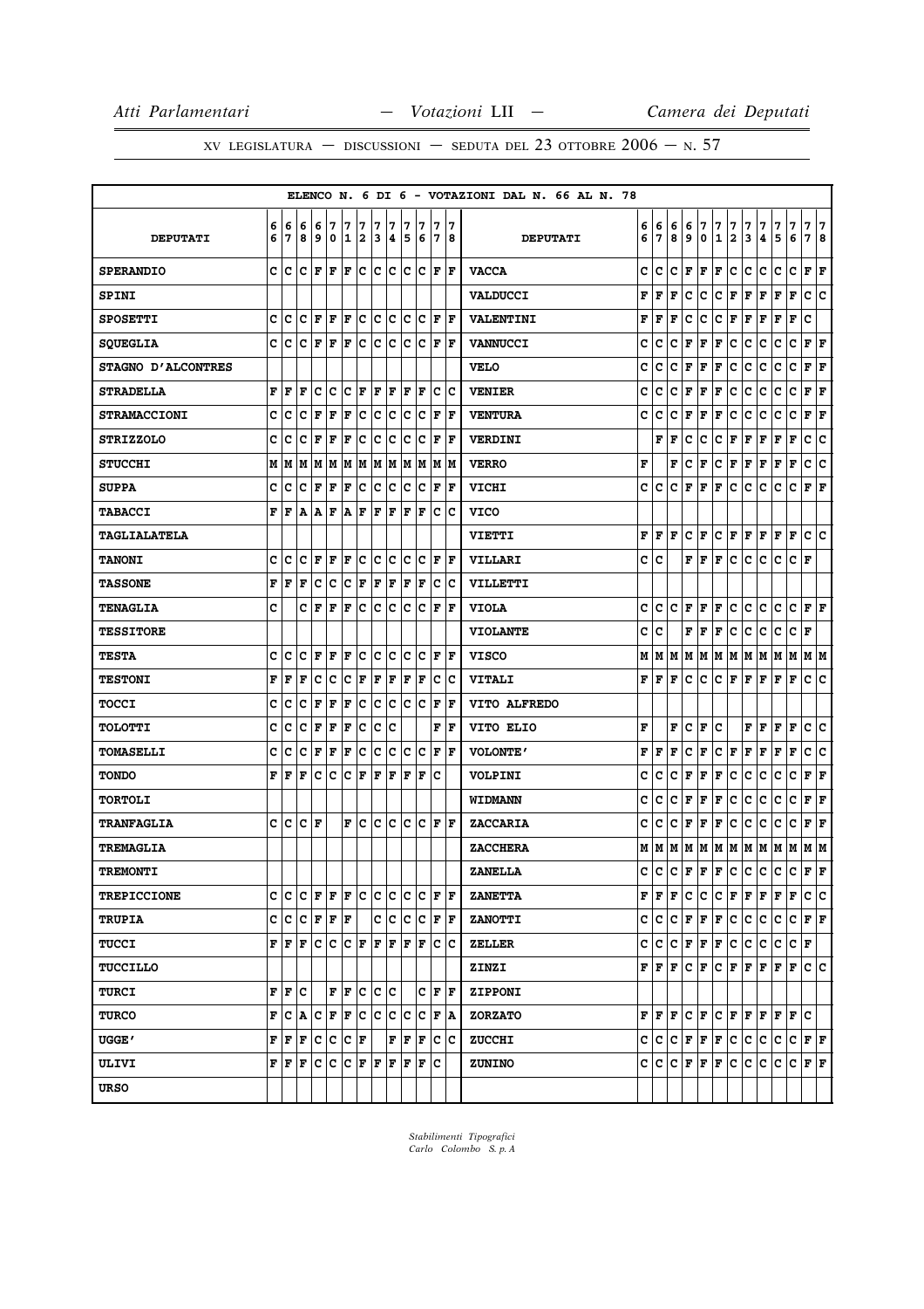| ELENCO N. 6 DI 6 - VOTAZIONI DAL N. 66 AL N. 78 | | | | | | | | | | | | | | | | | | | | | | | | | | | |
|---|---|---|---|---|---|---|---|---|---|---|---|---|---|---|---|---|---|---|---|---|---|---|---|---|---|---|---|
| DEPUTATI | 66 | 67 | 68 | 69 | 70 | 71 | 72 | 73 | 74 | 75 | 76 | 77 | 78 | DEPUTATI | 66 | 67 | 68 | 69 | 70 | 71 | 72 | 73 | 74 | 75 | 76 | 77 | 78 |
| SPERANDIO | C | C | C | F | F | F | C | C | C | C | C | F | F | VACCA | C | C | C | F | F | F | C | C | C | C | C | F | F |
| SPINI | | | | | | | | | | | | | | VALDUCCI | F | F | F | C | C | C | F | F | F | F | F | C | C |
| SPOSETTI | C | C | C | F | F | F | C | C | C | C | C | F | F | VALENTINI | F | F | F | C | C | C | F | F | F | F | F | C | |
| SQUEGLIA | C | C | C | F | F | F | C | C | C | C | C | F | F | VANNUCCI | C | C | C | F | F | F | C | C | C | C | C | F | F |
| STAGNO D'ALCONTRES | | | | | | | | | | | | | | VELO | C | C | C | F | F | F | C | C | C | C | C | F | F |
| STRADELLA | F | F | F | C | C | C | F | F | F | F | F | C | C | VENIER | C | C | C | F | F | F | C | C | C | C | C | F | F |
| STRAMACCIONI | C | C | C | F | F | F | C | C | C | C | C | F | F | VENTURA | C | C | C | F | F | F | C | C | C | C | C | F | F |
| STRIZZOLO | C | C | C | F | F | F | C | C | C | C | C | F | F | VERDINI | | F | F | C | C | C | F | F | F | F | F | C | C |
| STUCCHI | M | M | M | M | M | M | M | M | M | M | M | M | M | VERRO | F | | F | C | F | C | F | F | F | F | F | C | C |
| SUPPA | C | C | C | F | F | F | C | C | C | C | C | F | F | VICHI | C | C | C | F | F | F | C | C | C | C | C | F | F |
| TABACCI | F | F | A | A | F | A | F | F | F | F | F | C | C | VICO | | | | | | | | | | | | | |
| TAGLIALATELA | | | | | | | | | | | | | | VIETTI | F | F | F | C | F | C | F | F | F | F | F | C | C |
| TANONI | C | C | C | F | F | F | C | C | C | C | C | F | F | VILLARI | C | C | | F | F | F | C | C | C | C | C | F | |
| TASSONE | F | F | F | C | C | C | F | F | F | F | F | C | C | VILLETTI | | | | | | | | | | | | | |
| TENAGLIA | C | | C | F | F | F | C | C | C | C | C | F | F | VIOLA | C | C | C | F | F | F | C | C | C | C | C | F | F |
| TESSITORE | | | | | | | | | | | | | | VIOLANTE | C | C | | F | F | F | C | C | C | C | C | F | |
| TESTA | C | C | C | F | F | F | C | C | C | C | C | F | F | VISCO | M | M | M | M | M | M | M | M | M | M | M | M | M |
| TESTONI | F | F | F | C | C | C | F | F | F | F | F | C | C | VITALI | F | F | F | C | C | C | F | F | F | F | F | C | C |
| TOCCI | C | C | C | F | F | F | C | C | C | C | C | F | F | VITO ALFREDO | | | | | | | | | | | | | |
| TOLOTTI | C | C | C | F | F | F | C | C | C | | | F | F | VITO ELIO | F | | F | C | F | C | | F | F | F | F | C | C |
| TOMASELLI | C | C | C | F | F | F | C | C | C | C | C | F | F | VOLONTE' | F | F | F | C | F | C | F | F | F | F | F | C | C |
| TONDO | F | F | F | C | C | C | F | F | F | F | F | C | | VOLPINI | C | C | C | F | F | F | C | C | C | C | C | F | F |
| TORTOLI | | | | | | | | | | | | | | WIDMANN | C | C | C | F | F | F | C | C | C | C | C | F | F |
| TRANFAGLIA | C | C | C | F | | F | C | C | C | C | C | F | F | ZACCARIA | C | C | C | F | F | F | C | C | C | C | C | F | F |
| TREMAGLIA | | | | | | | | | | | | | | ZACCHERA | M | M | M | M | M | M | M | M | M | M | M | M | M |
| TREMONTI | | | | | | | | | | | | | | ZANELLA | C | C | C | F | F | F | C | C | C | C | C | F | F |
| TREPICCIONE | C | C | C | F | F | F | C | C | C | C | C | F | F | ZANETTA | F | F | F | C | C | C | F | F | F | F | F | C | C |
| TRUPIA | C | C | C | F | F | F | | C | C | C | C | F | F | ZANOTTI | C | C | C | F | F | F | C | C | C | C | C | F | F |
| TUCCI | F | F | F | C | C | C | F | F | F | F | F | C | C | ZELLER | C | C | C | F | F | F | C | C | C | C | C | F | |
| TUCCILLO | | | | | | | | | | | | | | ZINZI | F | F | F | C | F | C | F | F | F | F | F | C | C |
| TURCI | F | F | C | | F | F | C | C | C | | C | F | F | ZIPPONI | | | | | | | | | | | | | |
| TURCO | F | C | A | C | F | F | C | C | C | C | C | F | A | ZORZATO | F | F | F | C | F | C | F | F | F | F | F | C | |
| UGGE' | F | F | F | C | C | C | F | | F | F | F | C | C | ZUCCHI | C | C | C | F | F | F | C | C | C | C | C | F | F |
| ULIVI | F | F | F | C | C | C | F | F | F | F | F | C | | ZUNINO | C | C | C | F | F | F | C | C | C | C | C | F | F |
| URSO | | | | | | | | | | | | | | | | | | | | | | | | | | | |

*Stabilimenti Tipografici Carlo Colombo S. p. A*